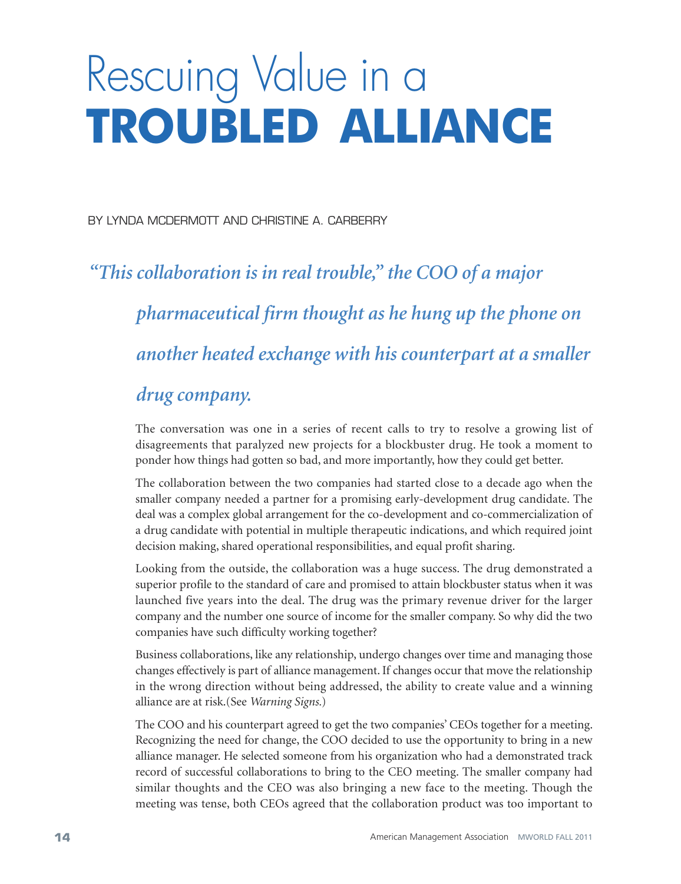# Rescuing Value in a **TROUBLED ALLIANCE**

BY LYNDA MCDERMOTT AND CHRISTINE A. CARBERRY

*"This collaboration is in real trouble," the COO of a major pharmaceutical firm thought as he hung up the phone on another heated exchange with his counterpart at a smaller drug company.*

The conversation was one in a series of recent calls to try to resolve a growing list of disagreements that paralyzed new projects for a blockbuster drug. He took a moment to ponder how things had gotten so bad, and more importantly, how they could get better.

The collaboration between the two companies had started close to a decade ago when the smaller company needed a partner for a promising early-development drug candidate. The deal was a complex global arrangement for the co-development and co-commercialization of a drug candidate with potential in multiple therapeutic indications, and which required joint decision making, shared operational responsibilities, and equal profit sharing.

Looking from the outside, the collaboration was a huge success. The drug demonstrated a superior profile to the standard of care and promised to attain blockbuster status when it was launched five years into the deal. The drug was the primary revenue driver for the larger company and the number one source of income for the smaller company. So why did the two companies have such difficulty working together?

Business collaborations, like any relationship, undergo changes over time and managing those changes effectively is part of alliance management. If changes occur that move the relationship in the wrong direction without being addressed, the ability to create value and a winning alliance are at risk.(See *Warning Signs*.)

The COO and his counterpart agreed to get the two companies' CEOs together for a meeting. Recognizing the need for change, the COO decided to use the opportunity to bring in a new alliance manager. He selected someone from his organization who had a demonstrated track record of successful collaborations to bring to the CEO meeting. The smaller company had similar thoughts and the CEO was also bringing a new face to the meeting. Though the meeting was tense, both CEOs agreed that the collaboration product was too important to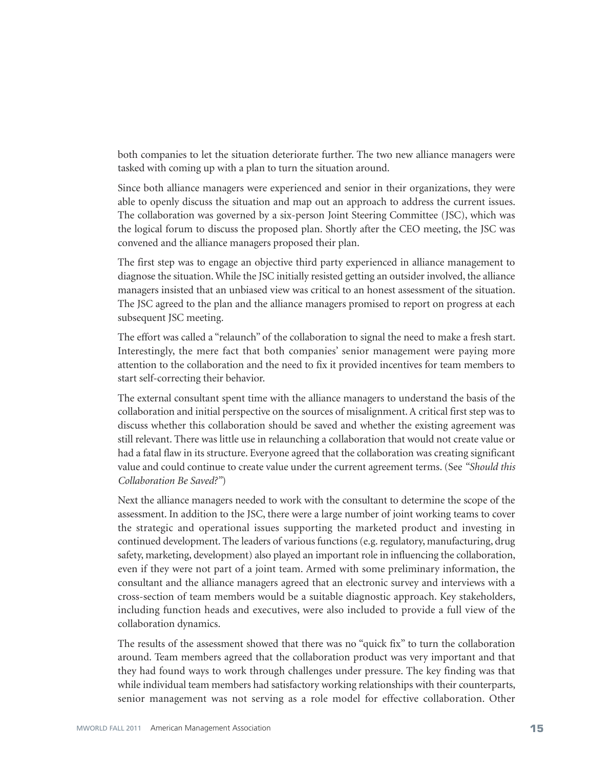both companies to let the situation deteriorate further. The two new alliance managers were tasked with coming up with a plan to turn the situation around.

Since both alliance managers were experienced and senior in their organizations, they were able to openly discuss the situation and map out an approach to address the current issues. The collaboration was governed by a six-person Joint Steering Committee (JSC), which was the logical forum to discuss the proposed plan. Shortly after the CEO meeting, the JSC was convened and the alliance managers proposed their plan.

The first step was to engage an objective third party experienced in alliance management to diagnose the situation. While the JSC initially resisted getting an outsider involved, the alliance managers insisted that an unbiased view was critical to an honest assessment of the situation. The JSC agreed to the plan and the alliance managers promised to report on progress at each subsequent JSC meeting.

The effort was called a "relaunch" of the collaboration to signal the need to make a fresh start. Interestingly, the mere fact that both companies' senior management were paying more attention to the collaboration and the need to fix it provided incentives for team members to start self-correcting their behavior.

The external consultant spent time with the alliance managers to understand the basis of the collaboration and initial perspective on the sources of misalignment. A critical first step was to discuss whether this collaboration should be saved and whether the existing agreement was still relevant. There was little use in relaunching a collaboration that would not create value or had a fatal flaw in its structure. Everyone agreed that the collaboration was creating significant value and could continue to create value under the current agreement terms. (See *"Should this Collaboration Be Saved?"*)

Next the alliance managers needed to work with the consultant to determine the scope of the assessment. In addition to the JSC, there were a large number of joint working teams to cover the strategic and operational issues supporting the marketed product and investing in continued development. The leaders of various functions (e.g. regulatory, manufacturing, drug safety, marketing, development) also played an important role in influencing the collaboration, even if they were not part of a joint team. Armed with some preliminary information, the consultant and the alliance managers agreed that an electronic survey and interviews with a cross-section of team members would be a suitable diagnostic approach. Key stakeholders, including function heads and executives, were also included to provide a full view of the collaboration dynamics.

The results of the assessment showed that there was no "quick fix" to turn the collaboration around. Team members agreed that the collaboration product was very important and that they had found ways to work through challenges under pressure. The key finding was that while individual team members had satisfactory working relationships with their counterparts, senior management was not serving as a role model for effective collaboration. Other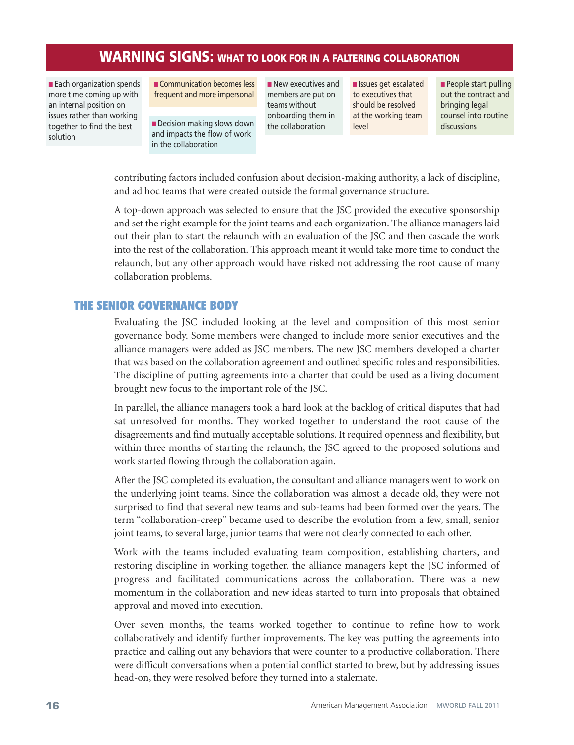## WARNING SIGNS: WHAT TO LOOK FOR IN A FALTERING COLLABORATION

- Each organization spends more time coming up with an internal position on issues rather than working together to find the best solution
- Communication becomes less frequent and more impersonal
- Decision making slows down and impacts the flow of work in the collaboration
- New executives and members are put on teams without onboarding them in the collaboration
- Issues get escalated to executives that should be resolved at the working team level
- People start pulling out the contract and bringing legal counsel into routine discussions

contributing factors included confusion about decision-making authority, a lack of discipline, and ad hoc teams that were created outside the formal governance structure.

A top-down approach was selected to ensure that the JSC provided the executive sponsorship and set the right example for the joint teams and each organization. The alliance managers laid out their plan to start the relaunch with an evaluation of the JSC and then cascade the work into the rest of the collaboration. This approach meant it would take more time to conduct the relaunch, but any other approach would have risked not addressing the root cause of many collaboration problems.

## THE SENIOR GOVERNANCE BODY

Evaluating the JSC included looking at the level and composition of this most senior governance body. Some members were changed to include more senior executives and the alliance managers were added as JSC members. The new JSC members developed a charter that was based on the collaboration agreement and outlined specific roles and responsibilities. The discipline of putting agreements into a charter that could be used as a living document brought new focus to the important role of the JSC.

In parallel, the alliance managers took a hard look at the backlog of critical disputes that had sat unresolved for months. They worked together to understand the root cause of the disagreements and find mutually acceptable solutions. It required openness and flexibility, but within three months of starting the relaunch, the JSC agreed to the proposed solutions and work started flowing through the collaboration again.

After the JSC completed its evaluation, the consultant and alliance managers went to work on the underlying joint teams. Since the collaboration was almost a decade old, they were not surprised to find that several new teams and sub-teams had been formed over the years. The term "collaboration-creep" became used to describe the evolution from a few, small, senior joint teams, to several large, junior teams that were not clearly connected to each other.

Work with the teams included evaluating team composition, establishing charters, and restoring discipline in working together. the alliance managers kept the JSC informed of progress and facilitated communications across the collaboration. There was a new momentum in the collaboration and new ideas started to turn into proposals that obtained approval and moved into execution.

Over seven months, the teams worked together to continue to refine how to work collaboratively and identify further improvements. The key was putting the agreements into practice and calling out any behaviors that were counter to a productive collaboration. There were difficult conversations when a potential conflict started to brew, but by addressing issues head-on, they were resolved before they turned into a stalemate.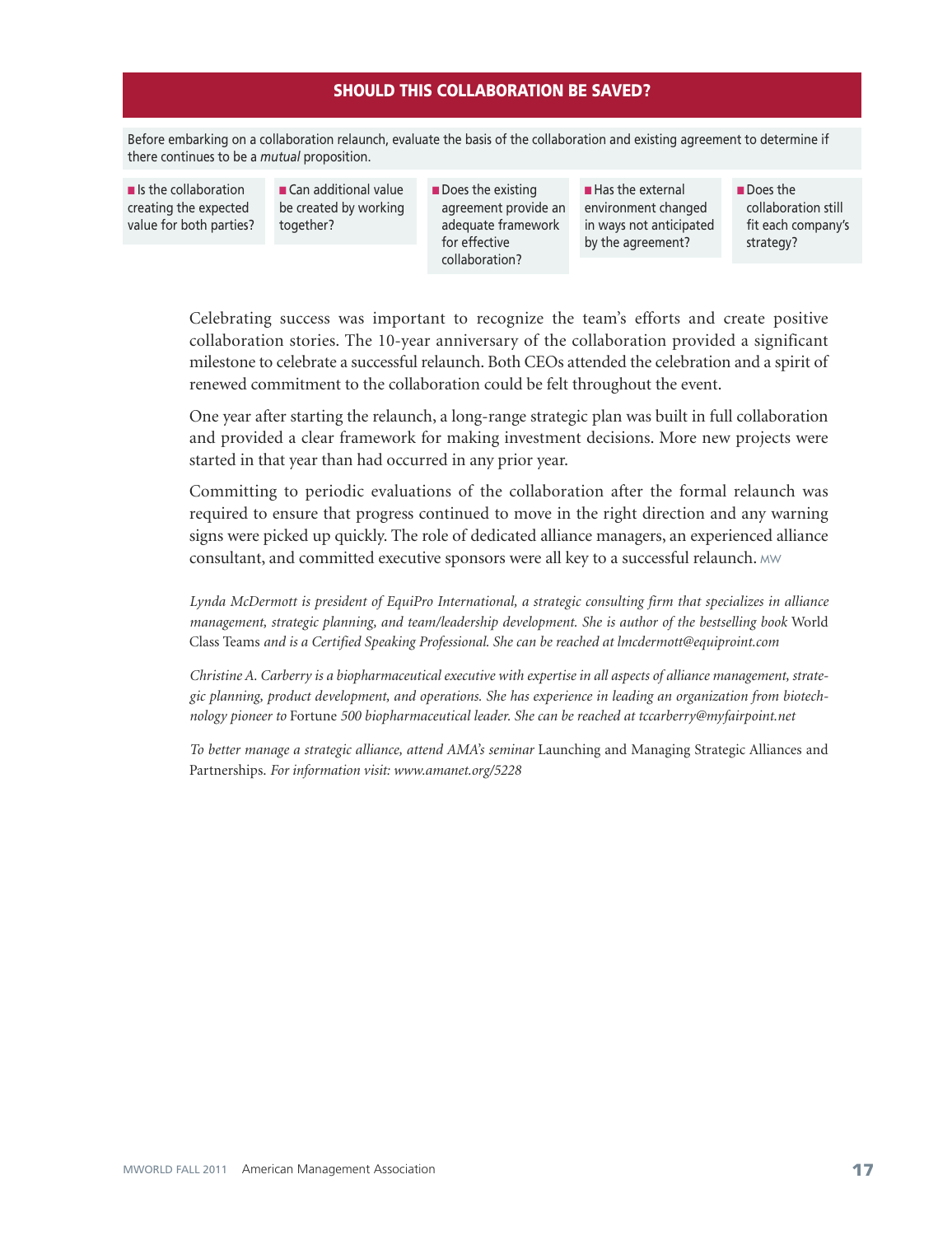## SHOULD THIS COLLABORATION BE SAVED?

Before embarking on a collaboration relaunch, evaluate the basis of the collaboration and existing agreement to determine if there continues to be a *mutual* proposition.

- Is the collaboration creating the expected value for both parties?
- Can additional value be created by working together?
- Does the existing agreement provide an adequate framework for effective collaboration?
- Has the external environment changed in ways not anticipated by the agreement?
- Does the collaboration still fit each company's strategy?

Celebrating success was important to recognize the team's efforts and create positive collaboration stories. The 10-year anniversary of the collaboration provided a significant milestone to celebrate a successful relaunch. Both CEOs attended the celebration and a spirit of renewed commitment to the collaboration could be felt throughout the event.

One year after starting the relaunch, a long-range strategic plan was built in full collaboration and provided a clear framework for making investment decisions. More new projects were started in that year than had occurred in any prior year.

Committing to periodic evaluations of the collaboration after the formal relaunch was required to ensure that progress continued to move in the right direction and any warning signs were picked up quickly. The role of dedicated alliance managers, an experienced alliance consultant, and committed executive sponsors were all key to a successful relaunch. MW

*Lynda McDermott is president of EquiPro International, a strategic consulting firm that specializes in alliance management, strategic planning, and team/leadership development. She is author of the bestselling book* World Class Teams *and is a Certified Speaking Professional. She can be reached at lmcdermott@equiproint.com*

*Christine A. Carberry is a biopharmaceutical executive with expertise in all aspects of alliance management, strategic planning, product development, and operations. She has experience in leading an organization from biotechnology pioneer to* Fortune *500 biopharmaceutical leader. She can be reached at tccarberry@myfairpoint.net*

*To better manage a strategic alliance, attend AMA's seminar* Launching and Managing Strategic Alliances and Partnerships. *For information visit: www.amanet.org/5228*